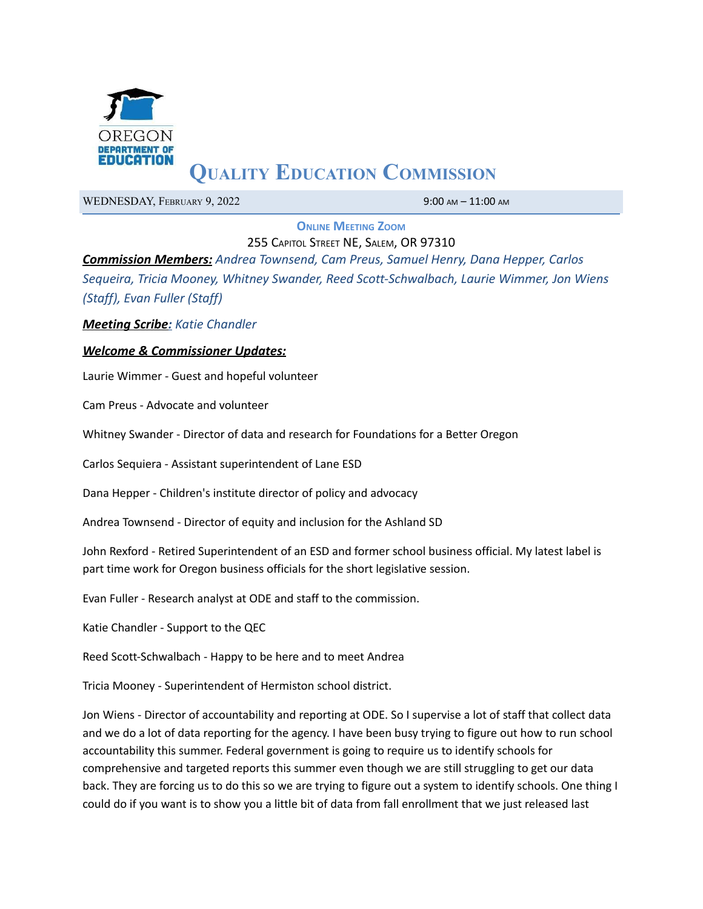OREGON DEPARTMENT OF EDUCATION

# Quality Education Commission

WEDNESDAY, FEBRUARY 9, 2022 9:00 AM – 11:00 AM

**ONLINE MEETING ZOOM**

255 CAPITOL STREET NE, SALEM, OR 97310

***Commission Members:*** *Andrea Townsend, Cam Preus, Samuel Henry, Dana Hepper, Carlos Sequeira, Tricia Mooney, Whitney Swander, Reed Scott-Schwalbach, Laurie Wimmer, Jon Wiens (Staff), Evan Fuller (Staff)*

***Meeting Scribe:*** *Katie Chandler*

***Welcome & Commissioner Updates:***

Laurie Wimmer - Guest and hopeful volunteer

Cam Preus - Advocate and volunteer

Whitney Swander - Director of data and research for Foundations for a Better Oregon

Carlos Sequiera - Assistant superintendent of Lane ESD

Dana Hepper - Children's institute director of policy and advocacy

Andrea Townsend - Director of equity and inclusion for the Ashland SD

John Rexford - Retired Superintendent of an ESD and former school business official. My latest label is part time work for Oregon business officials for the short legislative session.

Evan Fuller - Research analyst at ODE and staff to the commission.

Katie Chandler - Support to the QEC

Reed Scott-Schwalbach - Happy to be here and to meet Andrea

Tricia Mooney - Superintendent of Hermiston school district.

Jon Wiens - Director of accountability and reporting at ODE. So I supervise a lot of staff that collect data and we do a lot of data reporting for the agency. I have been busy trying to figure out how to run school accountability this summer. Federal government is going to require us to identify schools for comprehensive and targeted reports this summer even though we are still struggling to get our data back. They are forcing us to do this so we are trying to figure out a system to identify schools. One thing I could do if you want is to show you a little bit of data from fall enrollment that we just released last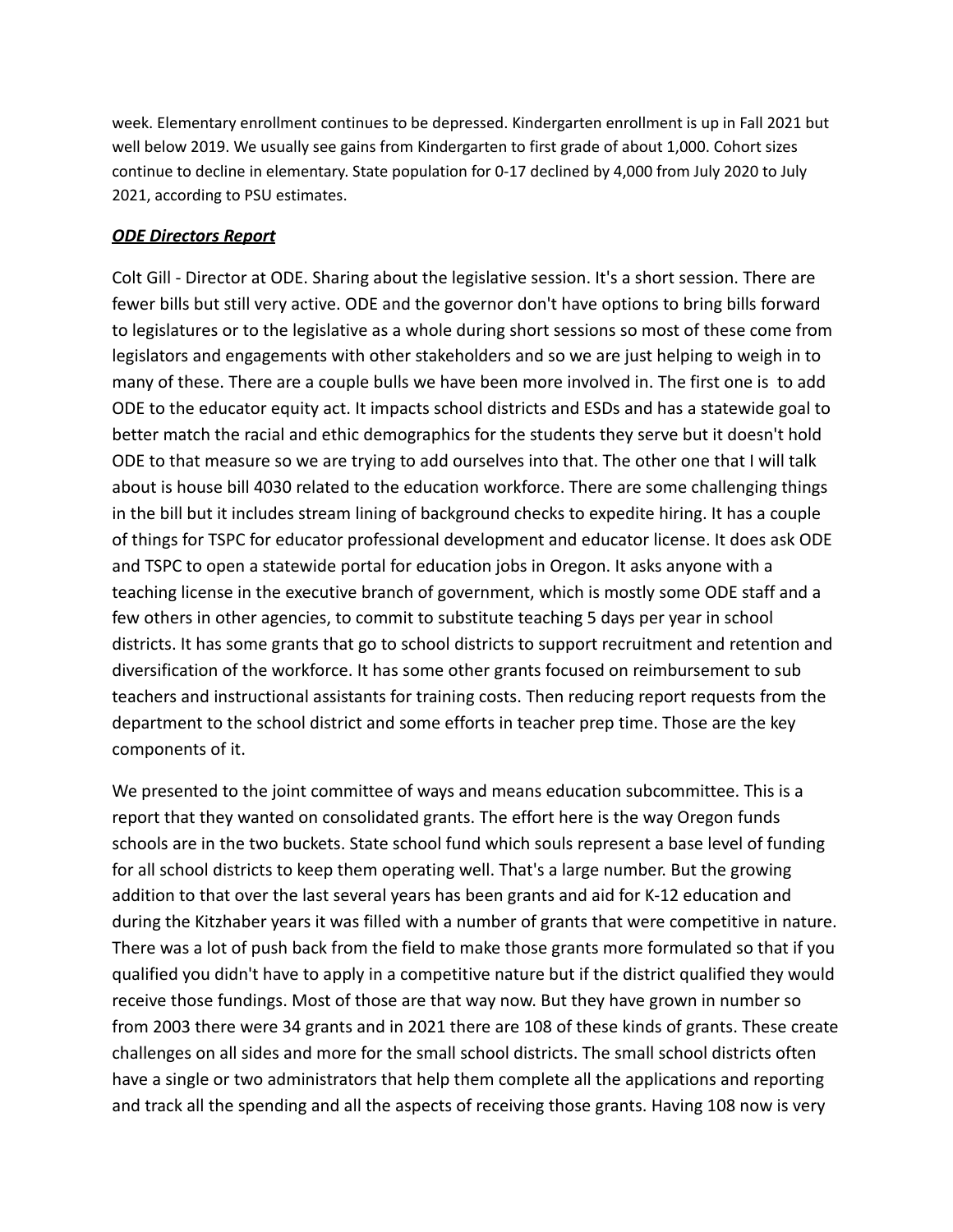week. Elementary enrollment continues to be depressed. Kindergarten enrollment is up in Fall 2021 but well below 2019. We usually see gains from Kindergarten to first grade of about 1,000. Cohort sizes continue to decline in elementary. State population for 0-17 declined by 4,000 from July 2020 to July 2021, according to PSU estimates.

***ODE Directors Report***

Colt Gill - Director at ODE. Sharing about the legislative session. It's a short session. There are fewer bills but still very active. ODE and the governor don't have options to bring bills forward to legislatures or to the legislative as a whole during short sessions so most of these come from legislators and engagements with other stakeholders and so we are just helping to weigh in to many of these. There are a couple bulls we have been more involved in. The first one is to add ODE to the educator equity act. It impacts school districts and ESDs and has a statewide goal to better match the racial and ethic demographics for the students they serve but it doesn't hold ODE to that measure so we are trying to add ourselves into that. The other one that I will talk about is house bill 4030 related to the education workforce. There are some challenging things in the bill but it includes stream lining of background checks to expedite hiring. It has a couple of things for TSPC for educator professional development and educator license. It does ask ODE and TSPC to open a statewide portal for education jobs in Oregon. It asks anyone with a teaching license in the executive branch of government, which is mostly some ODE staff and a few others in other agencies, to commit to substitute teaching 5 days per year in school districts. It has some grants that go to school districts to support recruitment and retention and diversification of the workforce. It has some other grants focused on reimbursement to sub teachers and instructional assistants for training costs. Then reducing report requests from the department to the school district and some efforts in teacher prep time. Those are the key components of it.

We presented to the joint committee of ways and means education subcommittee. This is a report that they wanted on consolidated grants. The effort here is the way Oregon funds schools are in the two buckets. State school fund which souls represent a base level of funding for all school districts to keep them operating well. That's a large number. But the growing addition to that over the last several years has been grants and aid for K-12 education and during the Kitzhaber years it was filled with a number of grants that were competitive in nature. There was a lot of push back from the field to make those grants more formulated so that if you qualified you didn't have to apply in a competitive nature but if the district qualified they would receive those fundings. Most of those are that way now. But they have grown in number so from 2003 there were 34 grants and in 2021 there are 108 of these kinds of grants. These create challenges on all sides and more for the small school districts. The small school districts often have a single or two administrators that help them complete all the applications and reporting and track all the spending and all the aspects of receiving those grants. Having 108 now is very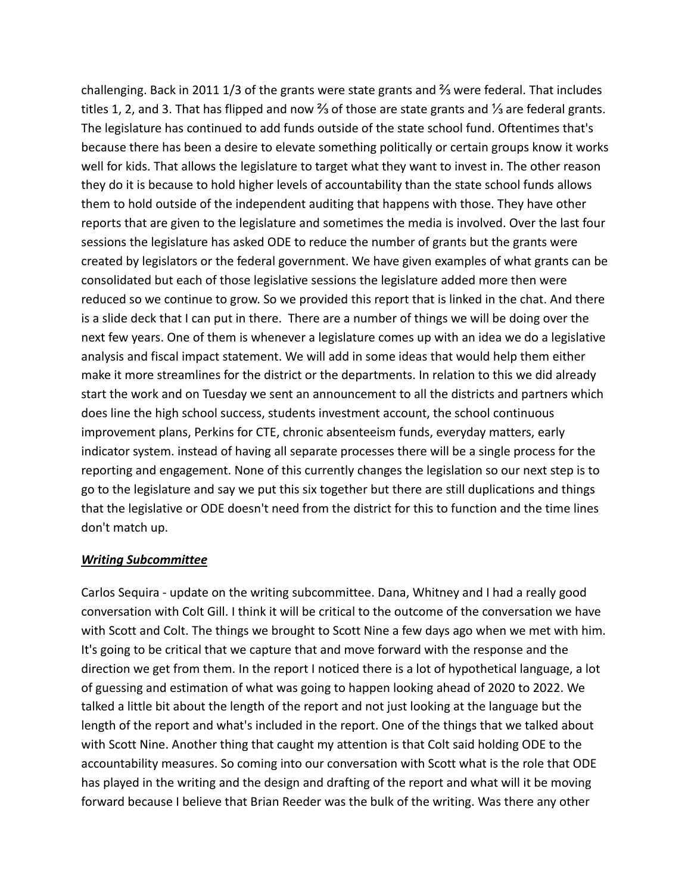challenging. Back in 2011 1/3 of the grants were state grants and ⅔ were federal. That includes titles 1, 2, and 3. That has flipped and now ⅔ of those are state grants and ⅓ are federal grants. The legislature has continued to add funds outside of the state school fund. Oftentimes that's because there has been a desire to elevate something politically or certain groups know it works well for kids. That allows the legislature to target what they want to invest in. The other reason they do it is because to hold higher levels of accountability than the state school funds allows them to hold outside of the independent auditing that happens with those. They have other reports that are given to the legislature and sometimes the media is involved. Over the last four sessions the legislature has asked ODE to reduce the number of grants but the grants were created by legislators or the federal government. We have given examples of what grants can be consolidated but each of those legislative sessions the legislature added more then were reduced so we continue to grow. So we provided this report that is linked in the chat. And there is a slide deck that I can put in there. There are a number of things we will be doing over the next few years. One of them is whenever a legislature comes up with an idea we do a legislative analysis and fiscal impact statement. We will add in some ideas that would help them either make it more streamlines for the district or the departments. In relation to this we did already start the work and on Tuesday we sent an announcement to all the districts and partners which does line the high school success, students investment account, the school continuous improvement plans, Perkins for CTE, chronic absenteeism funds, everyday matters, early indicator system. instead of having all separate processes there will be a single process for the reporting and engagement. None of this currently changes the legislation so our next step is to go to the legislature and say we put this six together but there are still duplications and things that the legislative or ODE doesn't need from the district for this to function and the time lines don't match up.

***Writing Subcommittee***

Carlos Sequira - update on the writing subcommittee. Dana, Whitney and I had a really good conversation with Colt Gill. I think it will be critical to the outcome of the conversation we have with Scott and Colt. The things we brought to Scott Nine a few days ago when we met with him. It's going to be critical that we capture that and move forward with the response and the direction we get from them. In the report I noticed there is a lot of hypothetical language, a lot of guessing and estimation of what was going to happen looking ahead of 2020 to 2022. We talked a little bit about the length of the report and not just looking at the language but the length of the report and what's included in the report. One of the things that we talked about with Scott Nine. Another thing that caught my attention is that Colt said holding ODE to the accountability measures. So coming into our conversation with Scott what is the role that ODE has played in the writing and the design and drafting of the report and what will it be moving forward because I believe that Brian Reeder was the bulk of the writing. Was there any other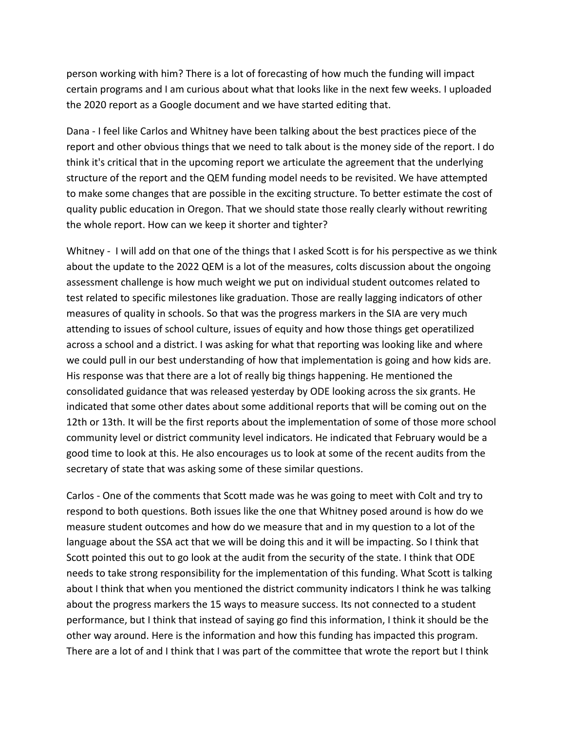person working with him? There is a lot of forecasting of how much the funding will impact certain programs and I am curious about what that looks like in the next few weeks. I uploaded the 2020 report as a Google document and we have started editing that.

Dana - I feel like Carlos and Whitney have been talking about the best practices piece of the report and other obvious things that we need to talk about is the money side of the report. I do think it's critical that in the upcoming report we articulate the agreement that the underlying structure of the report and the QEM funding model needs to be revisited. We have attempted to make some changes that are possible in the exciting structure. To better estimate the cost of quality public education in Oregon. That we should state those really clearly without rewriting the whole report. How can we keep it shorter and tighter?

Whitney - I will add on that one of the things that I asked Scott is for his perspective as we think about the update to the 2022 QEM is a lot of the measures, colts discussion about the ongoing assessment challenge is how much weight we put on individual student outcomes related to test related to specific milestones like graduation. Those are really lagging indicators of other measures of quality in schools. So that was the progress markers in the SIA are very much attending to issues of school culture, issues of equity and how those things get operatilized across a school and a district. I was asking for what that reporting was looking like and where we could pull in our best understanding of how that implementation is going and how kids are. His response was that there are a lot of really big things happening. He mentioned the consolidated guidance that was released yesterday by ODE looking across the six grants. He indicated that some other dates about some additional reports that will be coming out on the 12th or 13th. It will be the first reports about the implementation of some of those more school community level or district community level indicators. He indicated that February would be a good time to look at this. He also encourages us to look at some of the recent audits from the secretary of state that was asking some of these similar questions.

Carlos - One of the comments that Scott made was he was going to meet with Colt and try to respond to both questions. Both issues like the one that Whitney posed around is how do we measure student outcomes and how do we measure that and in my question to a lot of the language about the SSA act that we will be doing this and it will be impacting. So I think that Scott pointed this out to go look at the audit from the security of the state. I think that ODE needs to take strong responsibility for the implementation of this funding. What Scott is talking about I think that when you mentioned the district community indicators I think he was talking about the progress markers the 15 ways to measure success. Its not connected to a student performance, but I think that instead of saying go find this information, I think it should be the other way around. Here is the information and how this funding has impacted this program. There are a lot of and I think that I was part of the committee that wrote the report but I think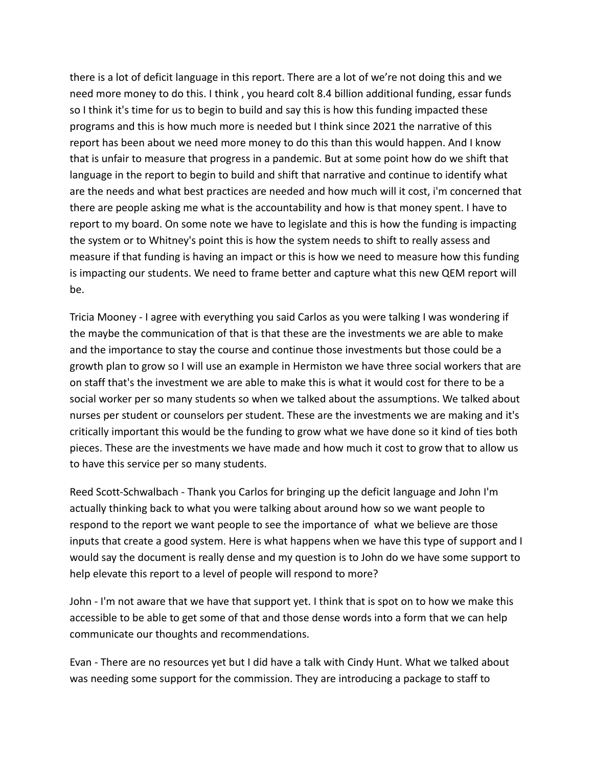there is a lot of deficit language in this report. There are a lot of we're not doing this and we need more money to do this. I think , you heard colt 8.4 billion additional funding, essar funds so I think it's time for us to begin to build and say this is how this funding impacted these programs and this is how much more is needed but I think since 2021 the narrative of this report has been about we need more money to do this than this would happen. And I know that is unfair to measure that progress in a pandemic. But at some point how do we shift that language in the report to begin to build and shift that narrative and continue to identify what are the needs and what best practices are needed and how much will it cost, i'm concerned that there are people asking me what is the accountability and how is that money spent. I have to report to my board. On some note we have to legislate and this is how the funding is impacting the system or to Whitney's point this is how the system needs to shift to really assess and measure if that funding is having an impact or this is how we need to measure how this funding is impacting our students. We need to frame better and capture what this new QEM report will be.

Tricia Mooney - I agree with everything you said Carlos as you were talking I was wondering if the maybe the communication of that is that these are the investments we are able to make and the importance to stay the course and continue those investments but those could be a growth plan to grow so I will use an example in Hermiston we have three social workers that are on staff that's the investment we are able to make this is what it would cost for there to be a social worker per so many students so when we talked about the assumptions. We talked about nurses per student or counselors per student. These are the investments we are making and it's critically important this would be the funding to grow what we have done so it kind of ties both pieces. These are the investments we have made and how much it cost to grow that to allow us to have this service per so many students.

Reed Scott-Schwalbach - Thank you Carlos for bringing up the deficit language and John I'm actually thinking back to what you were talking about around how so we want people to respond to the report we want people to see the importance of what we believe are those inputs that create a good system. Here is what happens when we have this type of support and I would say the document is really dense and my question is to John do we have some support to help elevate this report to a level of people will respond to more?

John - I'm not aware that we have that support yet. I think that is spot on to how we make this accessible to be able to get some of that and those dense words into a form that we can help communicate our thoughts and recommendations.

Evan - There are no resources yet but I did have a talk with Cindy Hunt. What we talked about was needing some support for the commission. They are introducing a package to staff to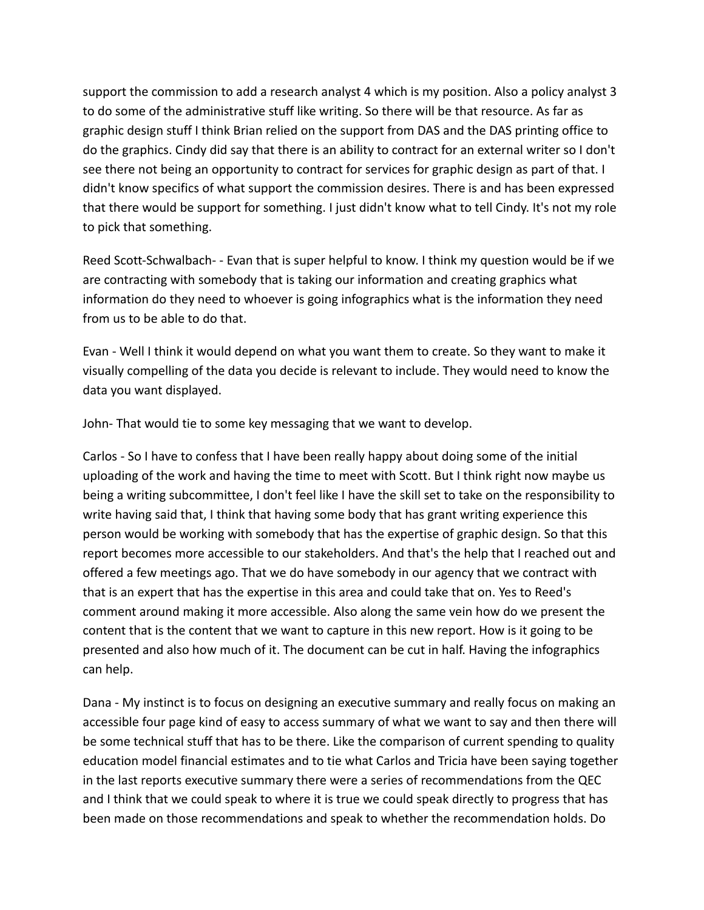support the commission to add a research analyst 4 which is my position. Also a policy analyst 3 to do some of the administrative stuff like writing. So there will be that resource. As far as graphic design stuff I think Brian relied on the support from DAS and the DAS printing office to do the graphics. Cindy did say that there is an ability to contract for an external writer so I don't see there not being an opportunity to contract for services for graphic design as part of that. I didn't know specifics of what support the commission desires. There is and has been expressed that there would be support for something. I just didn't know what to tell Cindy. It's not my role to pick that something.

Reed Scott-Schwalbach- - Evan that is super helpful to know. I think my question would be if we are contracting with somebody that is taking our information and creating graphics what information do they need to whoever is going infographics what is the information they need from us to be able to do that.

Evan - Well I think it would depend on what you want them to create. So they want to make it visually compelling of the data you decide is relevant to include. They would need to know the data you want displayed.

John- That would tie to some key messaging that we want to develop.

Carlos - So I have to confess that I have been really happy about doing some of the initial uploading of the work and having the time to meet with Scott. But I think right now maybe us being a writing subcommittee, I don't feel like I have the skill set to take on the responsibility to write having said that, I think that having some body that has grant writing experience this person would be working with somebody that has the expertise of graphic design. So that this report becomes more accessible to our stakeholders. And that's the help that I reached out and offered a few meetings ago. That we do have somebody in our agency that we contract with that is an expert that has the expertise in this area and could take that on. Yes to Reed's comment around making it more accessible. Also along the same vein how do we present the content that is the content that we want to capture in this new report. How is it going to be presented and also how much of it. The document can be cut in half. Having the infographics can help.

Dana - My instinct is to focus on designing an executive summary and really focus on making an accessible four page kind of easy to access summary of what we want to say and then there will be some technical stuff that has to be there. Like the comparison of current spending to quality education model financial estimates and to tie what Carlos and Tricia have been saying together in the last reports executive summary there were a series of recommendations from the QEC and I think that we could speak to where it is true we could speak directly to progress that has been made on those recommendations and speak to whether the recommendation holds. Do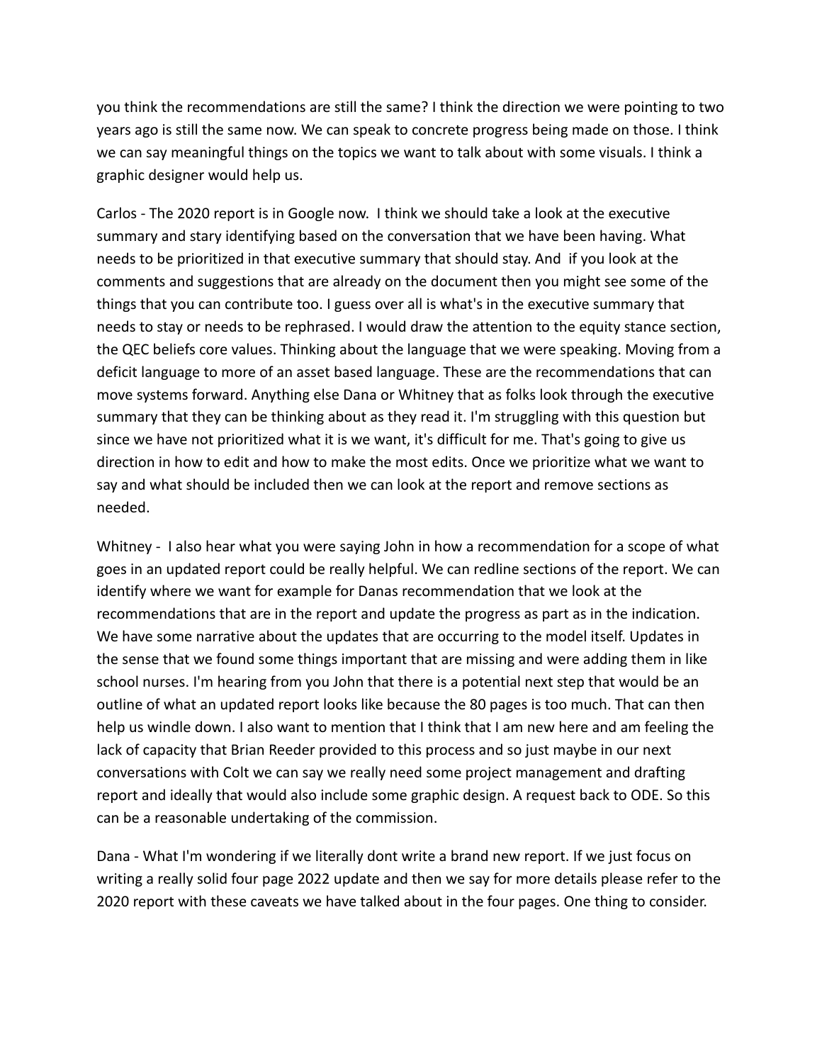you think the recommendations are still the same? I think the direction we were pointing to two years ago is still the same now. We can speak to concrete progress being made on those. I think we can say meaningful things on the topics we want to talk about with some visuals. I think a graphic designer would help us.

Carlos - The 2020 report is in Google now. I think we should take a look at the executive summary and stary identifying based on the conversation that we have been having. What needs to be prioritized in that executive summary that should stay. And if you look at the comments and suggestions that are already on the document then you might see some of the things that you can contribute too. I guess over all is what's in the executive summary that needs to stay or needs to be rephrased. I would draw the attention to the equity stance section, the QEC beliefs core values. Thinking about the language that we were speaking. Moving from a deficit language to more of an asset based language. These are the recommendations that can move systems forward. Anything else Dana or Whitney that as folks look through the executive summary that they can be thinking about as they read it. I'm struggling with this question but since we have not prioritized what it is we want, it's difficult for me. That's going to give us direction in how to edit and how to make the most edits. Once we prioritize what we want to say and what should be included then we can look at the report and remove sections as needed.

Whitney - I also hear what you were saying John in how a recommendation for a scope of what goes in an updated report could be really helpful. We can redline sections of the report. We can identify where we want for example for Danas recommendation that we look at the recommendations that are in the report and update the progress as part as in the indication. We have some narrative about the updates that are occurring to the model itself. Updates in the sense that we found some things important that are missing and were adding them in like school nurses. I'm hearing from you John that there is a potential next step that would be an outline of what an updated report looks like because the 80 pages is too much. That can then help us windle down. I also want to mention that I think that I am new here and am feeling the lack of capacity that Brian Reeder provided to this process and so just maybe in our next conversations with Colt we can say we really need some project management and drafting report and ideally that would also include some graphic design. A request back to ODE. So this can be a reasonable undertaking of the commission.

Dana - What I'm wondering if we literally dont write a brand new report. If we just focus on writing a really solid four page 2022 update and then we say for more details please refer to the 2020 report with these caveats we have talked about in the four pages. One thing to consider.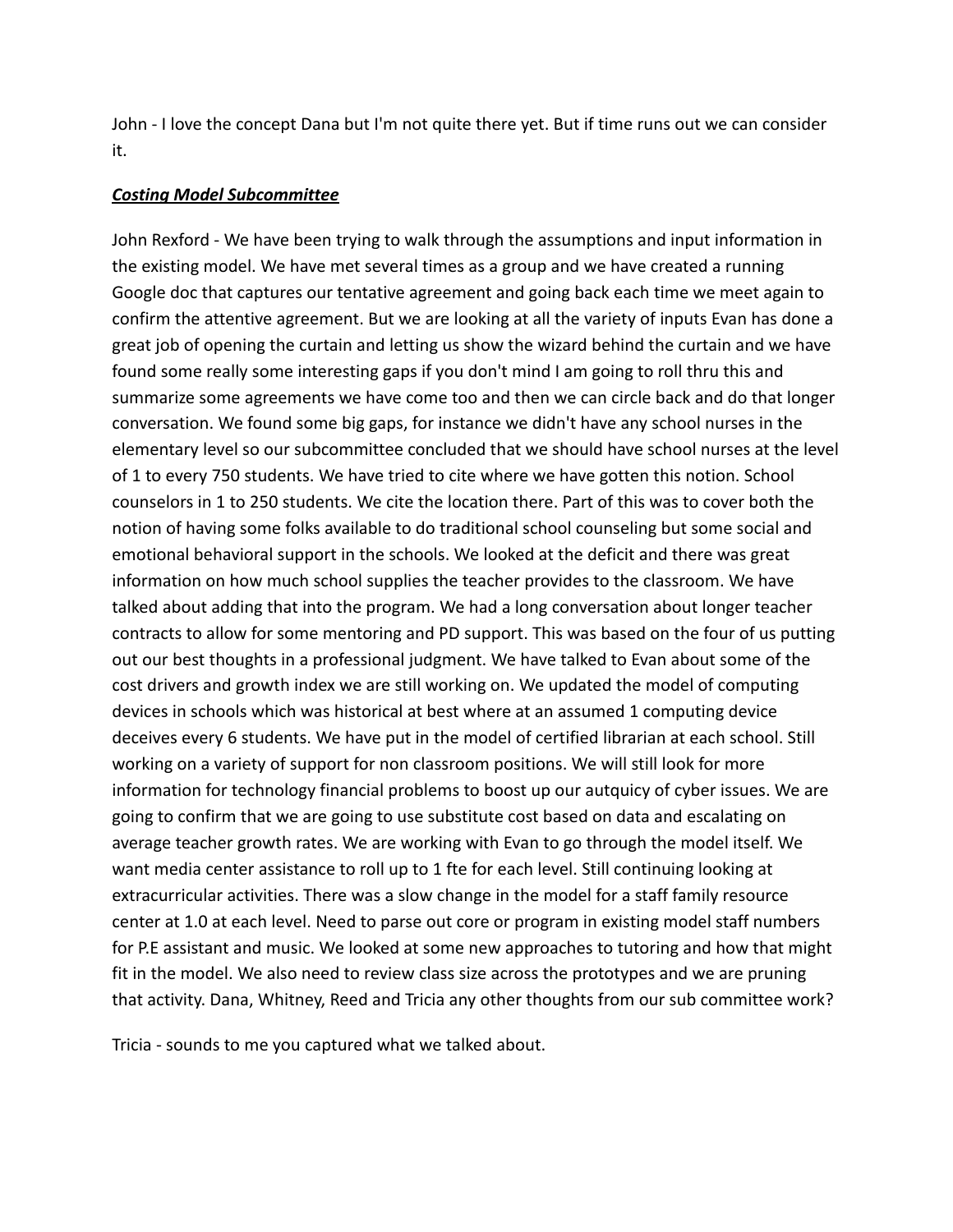John - I love the concept Dana but I'm not quite there yet. But if time runs out we can consider it.

***Costing Model Subcommittee***

John Rexford - We have been trying to walk through the assumptions and input information in the existing model. We have met several times as a group and we have created a running Google doc that captures our tentative agreement and going back each time we meet again to confirm the attentive agreement. But we are looking at all the variety of inputs Evan has done a great job of opening the curtain and letting us show the wizard behind the curtain and we have found some really some interesting gaps if you don't mind I am going to roll thru this and summarize some agreements we have come too and then we can circle back and do that longer conversation. We found some big gaps, for instance we didn't have any school nurses in the elementary level so our subcommittee concluded that we should have school nurses at the level of 1 to every 750 students. We have tried to cite where we have gotten this notion. School counselors in 1 to 250 students. We cite the location there. Part of this was to cover both the notion of having some folks available to do traditional school counseling but some social and emotional behavioral support in the schools. We looked at the deficit and there was great information on how much school supplies the teacher provides to the classroom. We have talked about adding that into the program. We had a long conversation about longer teacher contracts to allow for some mentoring and PD support. This was based on the four of us putting out our best thoughts in a professional judgment. We have talked to Evan about some of the cost drivers and growth index we are still working on. We updated the model of computing devices in schools which was historical at best where at an assumed 1 computing device deceives every 6 students. We have put in the model of certified librarian at each school. Still working on a variety of support for non classroom positions. We will still look for more information for technology financial problems to boost up our autquicy of cyber issues. We are going to confirm that we are going to use substitute cost based on data and escalating on average teacher growth rates. We are working with Evan to go through the model itself. We want media center assistance to roll up to 1 fte for each level. Still continuing looking at extracurricular activities. There was a slow change in the model for a staff family resource center at 1.0 at each level. Need to parse out core or program in existing model staff numbers for P.E assistant and music. We looked at some new approaches to tutoring and how that might fit in the model. We also need to review class size across the prototypes and we are pruning that activity. Dana, Whitney, Reed and Tricia any other thoughts from our sub committee work?

Tricia - sounds to me you captured what we talked about.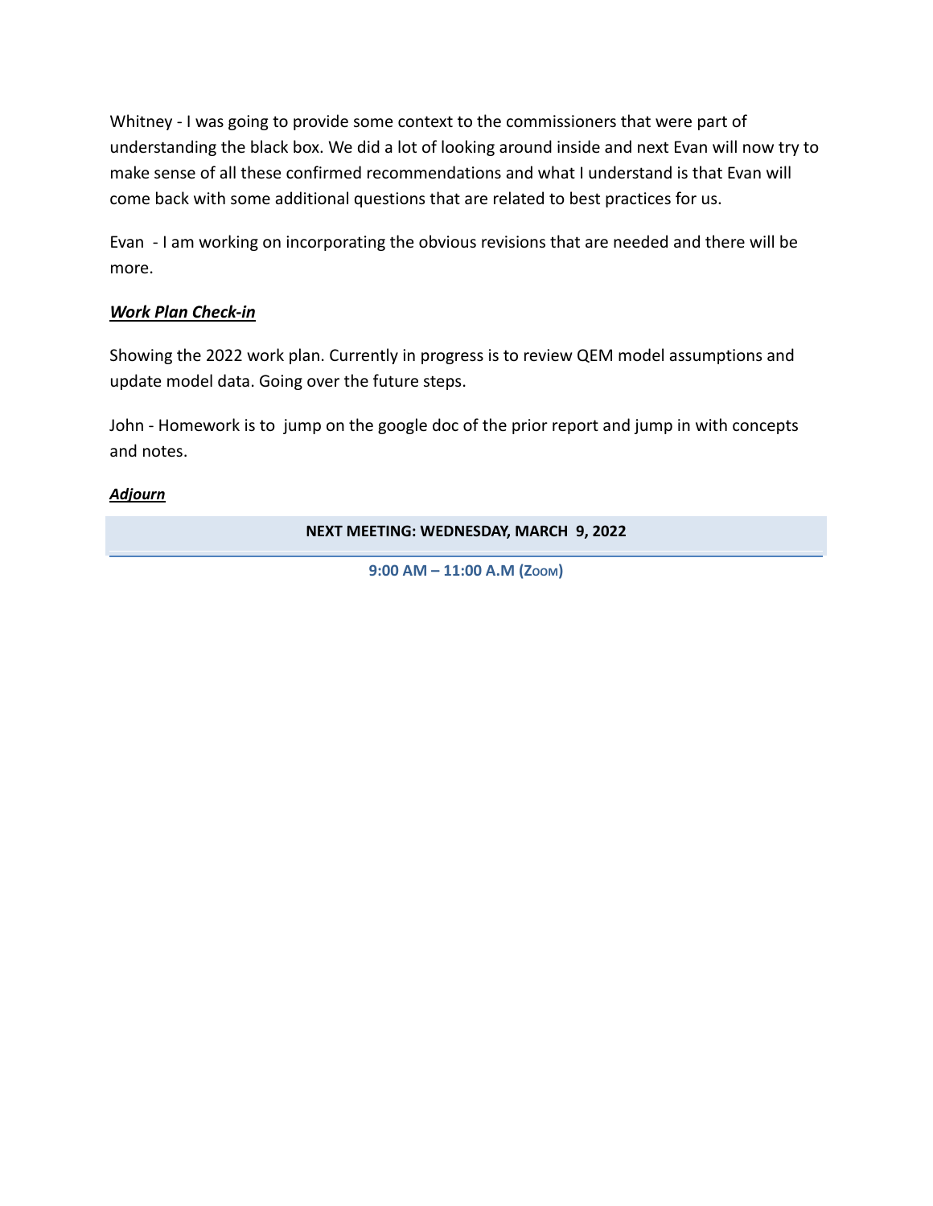Whitney - I was going to provide some context to the commissioners that were part of understanding the black box. We did a lot of looking around inside and next Evan will now try to make sense of all these confirmed recommendations and what I understand is that Evan will come back with some additional questions that are related to best practices for us.

Evan - I am working on incorporating the obvious revisions that are needed and there will be more.

***Work Plan Check-in***

Showing the 2022 work plan. Currently in progress is to review QEM model assumptions and update model data. Going over the future steps.

John - Homework is to jump on the google doc of the prior report and jump in with concepts and notes.

***Adjourn***

**NEXT MEETING: WEDNESDAY, MARCH 9, 2022**

**9:00 AM – 11:00 A.M (ZOOM)**